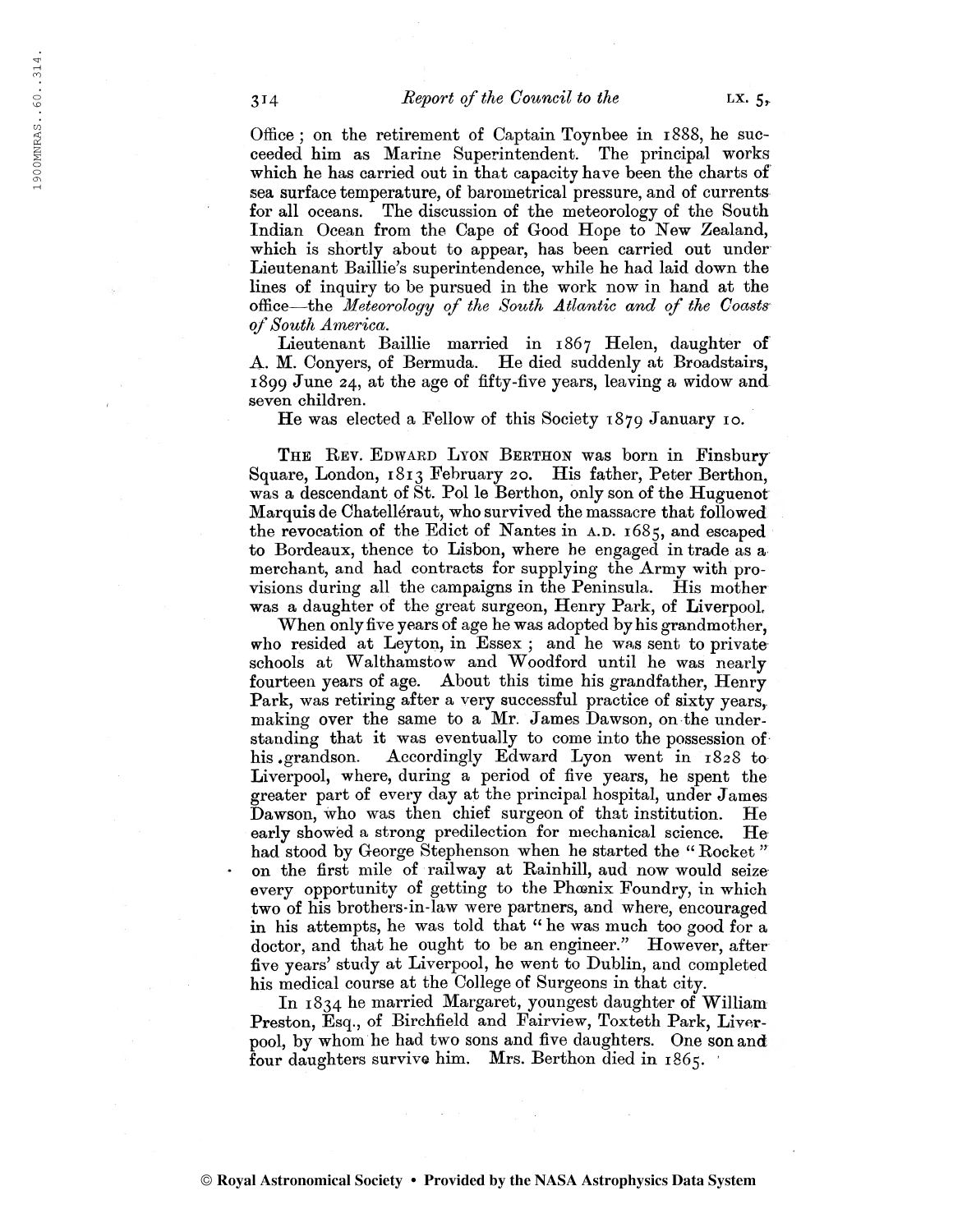Office; on the retirement of Captain Toynbee in 1888, he succeeded him as Marine Superintendent. The principal works which he has carried out in that capacity have been the charts of sea surface temperature, of barometrical pressure, and of currents for all oceans. The discussion of the meteorology of the South Indian Ocean from the Cape of Good Hope to New Zealand, which is shortly about to appear, has been carried out under Lieutenant Baillie's superintendence, while he had laid down the lines of inquiry to be pursued in the work now in hand at the office—the *Meteorology of the South Atlantic and of the Coasts of South America.*

Lieutenant Baillie married in 1867 Helen, daughter of A. M. Conyers, of Bermuda. He died suddenly at Broadstairs, 1899 June 24, at the age of fifty-five years, leaving a widow and seven children.

He was elected a Fellow of this Society 1879 January 10.

THE REV. EDWARD LYON BERTHON was born in Finsbury Square, London, 1813 February 20. His father, Peter Berthon, was a descendant of St. Pol le Berthon, only son of the Huguenot Marquis de Chatellérault, who survived the massacre that followed the revocation of the Edict of Nantes in A.D. 1685, and escaped to Bordeaux, thence to Lisbon, where he engaged in trade as a merchant, and had contracts for supplying the Army with provisions during all the campaigns in the Peninsula. His mother was a daughter of the great surgeon, Henry Park, of Liverpool.

When only five years of age he was adopted by his grandmother, who resided at Leyton, in Essex; and he was sent to private schools at Walthamstow and Woodford until he was nearly fourteen years of age. About this time his grandfather, Henry Park, was retiring after a very successful practice of sixty years, making over the same to a Mr. James Dawson, on the understanding that it was eventually to come into the possession of his grandson. Accordingly Edward Lyon went in 1828 to Liverpool, where, during a period of five years, he spent the greater part of every day at the principal hospital, under James Dawson, who was then chief surgeon of that institution. He early showed a strong predilection for mechanical science. He had stood by George Stephenson when he started the "Rocket" on the first mile of railway at Rainhill, aud now would seize every opportunity of getting to the Phœnix Foundry, in which two of his brothers-in-law were partners, and where, encouraged in his attempts, he was told that "he was much too good for a doctor, and that he ought to be an engineer." However, after five years' study at Liverpool, he went to Dublin, and completed his medical course at the College of Surgeons in that city.

In 1834 he married Margaret, youngest daughter of William Preston, Esq., of Birchfield and Fairview, Toxteth Park, Liverpool, by whom he had two sons and five daughters. One son and four daughters survive him. Mrs. Berthon died in 1865.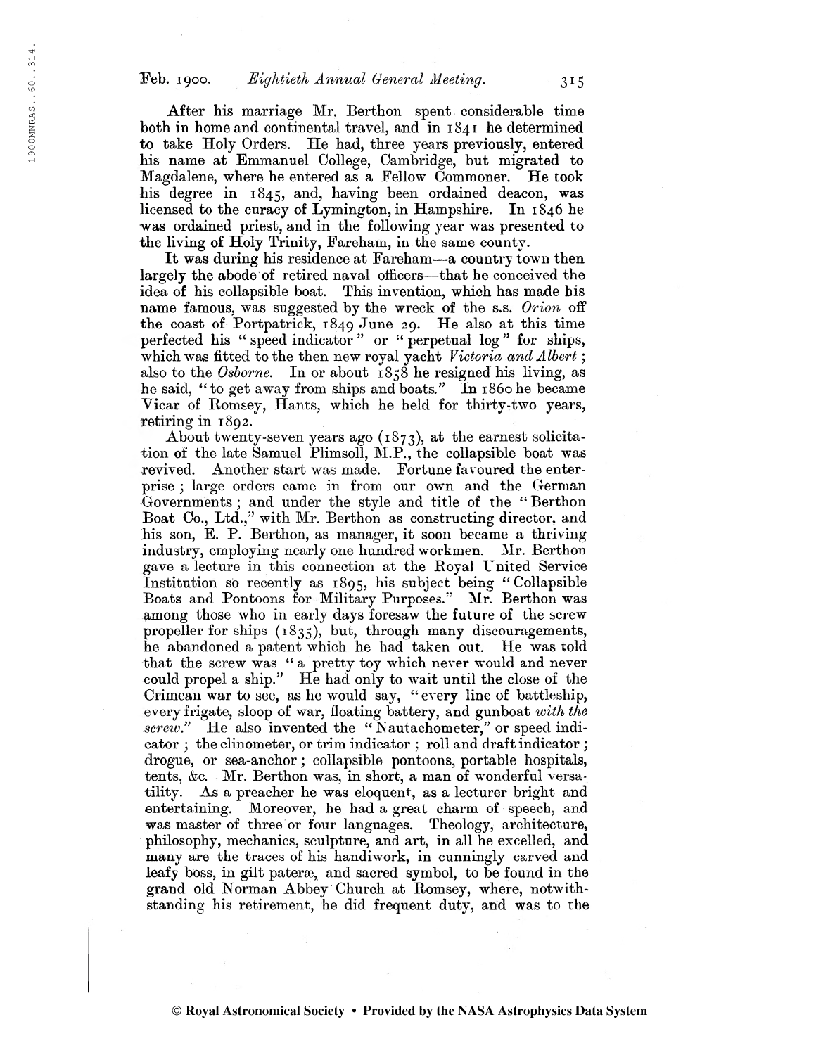After his marriage Mr. Berthon spent considerable time both in home and continental travel, and in 1841 he determined to take Holy Orders. He had, three years previously, entered his name at Emmanuel College, Cambridge, but migrated to Magdalene, where he entered as a Fellow Commoner. He took his degree in 1845, and, having been ordained deacon, was licensed to the curacy of Lymington, in Hampshire. In 1846 he was ordained priest, and in the following year was presented to the living of Holy Trinity, Fareham, in the same county.

It was during his residence at Fareham—a country town then largely the abode of retired naval officers—that he conceived the idea of his collapsible boat. This invention, which has made his name famous, was suggested by the wreck of the s.s. *Orion* off the coast of Portpatrick, 1849 June 29. He also at this time perfected his "speed indicator" or "perpetual log" for ships, which was fitted to the then new royal yacht *Victoria and Albert*; also to the *Osborne*. In or about 1858 he resigned his living, as he said, "to get away from ships and boats." In 1860 he became Vicar of Romsey, Hants, which he held for thirty-two years, retiring in 1892.

About twenty-seven years ago (1873), at the earnest solicitation of the late Samuel Plimsoll, M.P., the collapsible boat was revived. Another start was made. Fortune favoured the enterprise; large orders came in from our own and the German Governments; and under the style and title of the "Berthon Boat Co., Ltd.," with Mr. Berthon as constructing director, and his son, E. P. Berthon, as manager, it soon became a thriving industry, employing nearly one hundred workmen. Mr. Berthon gave a lecture in this connection at the Royal United Service Institution so recently as 1895, his subject being "Collapsible Boats and Pontoons for Military Purposes." Mr. Berthon was among those who in early days foresaw the future of the screw propeller for ships (1835), but, through many discouragements, he abandoned a patent which he had taken out. He was told that the screw was "a pretty toy which never would and never could propel a ship." He had only to wait until the close of the Crimean war to see, as he would say, "every line of battleship, every frigate, sloop of war, floating battery, and gunboat *with the screw*." He also invented the "Nautachometer," or speed indicator; the clinometer, or trim indicator; roll and draft indicator; drogue, or sea-anchor; collapsible pontoons, portable hospitals, tents, &c. Mr. Berthon was, in short, a man of wonderful versatility. As a preacher he was eloquent, as a lecturer bright and entertaining. Moreover, he had a great charm of speech, and was master of three or four languages. Theology, architecture, philosophy, mechanics, sculpture, and art, in all he excelled, and many are the traces of his handiwork, in cunningly carved and leafy boss, in gilt pateræ, and sacred symbol, to be found in the grand old Norman Abbey Church at Romsey, where, notwithstanding his retirement, he did frequent duty, and was to the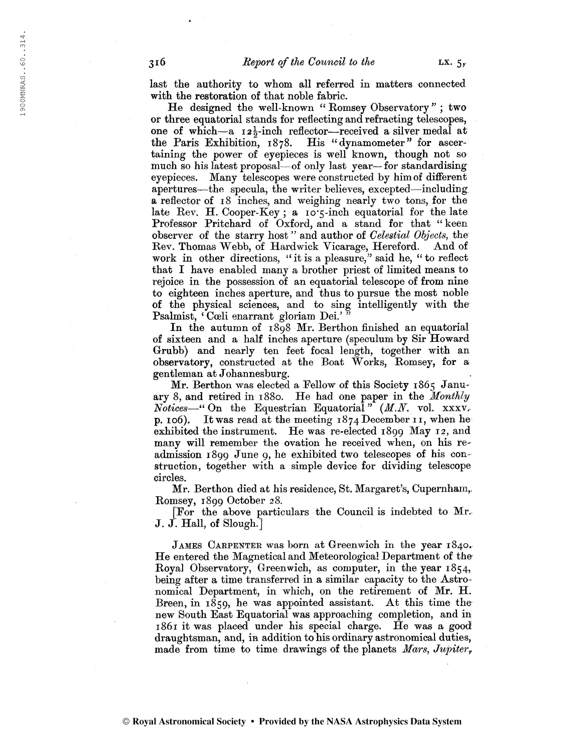last the authority to whom all referred in matters connected with the restoration of that noble fabric.

He designed the well-known "Romsey Observatory"; two or three equatorial stands for reflecting and refracting telescopes, one of which—a $12\frac{1}{2}$-inch reflector—received a silver medal at the Paris Exhibition, 1878. His "dynamometer" for ascertaining the power of eyepieces is well known, though not so much so his latest proposal—of only last year—for standardising eyepieces. Many telescopes were constructed by him of different apertures—the specula, the writer believes, excepted—including a reflector of 18 inches, and weighing nearly two tons, for the late Rev. H. Cooper-Key; a 10·5-inch equatorial for the late Professor Pritchard of Oxford, and a stand for that "keen observer of the starry host" and author of *Celestial Objects*, the Rev. Thomas Webb, of Hardwick Vicarage, Hereford. And of work in other directions, "it is a pleasure," said he, "to reflect that I have enabled many a brother priest of limited means to rejoice in the possession of an equatorial telescope of from nine to eighteen inches aperture, and thus to pursue the most noble of the physical sciences, and to sing intelligently with the Psalmist, 'Cœli enarrant gloriam Dei.'"

In the autumn of 1898 Mr. Berthon finished an equatorial of sixteen and a half inches aperture (speculum by Sir Howard Grubb) and nearly ten feet focal length, together with an observatory, constructed at the Boat Works, Romsey, for a gentleman at Johannesburg.

Mr. Berthon was elected a Fellow of this Society 1865 January 8, and retired in 1880. He had one paper in the *Monthly Notices*—"On the Equestrian Equatorial" (*M.N.* vol. xxxv. p. 106). It was read at the meeting 1874 December 11, when he exhibited the instrument. He was re-elected 1899 May 12, and many will remember the ovation he received when, on his re-admission 1899 June 9, he exhibited two telescopes of his construction, together with a simple device for dividing telescope circles.

Mr. Berthon died at his residence, St. Margaret's, Cupernham, Romsey, 1899 October 28.

[For the above particulars the Council is indebted to Mr. J. J. Hall, of Slough.]

James Carpenter was born at Greenwich in the year 1840. He entered the Magnetical and Meteorological Department of the Royal Observatory, Greenwich, as computer, in the year 1854, being after a time transferred in a similar capacity to the Astronomical Department, in which, on the retirement of Mr. H. Breen, in 1859, he was appointed assistant. At this time the new South East Equatorial was approaching completion, and in 1861 it was placed under his special charge. He was a good draughtsman, and, in addition to his ordinary astronomical duties, made from time to time drawings of the planets *Mars*, *Jupiter*,